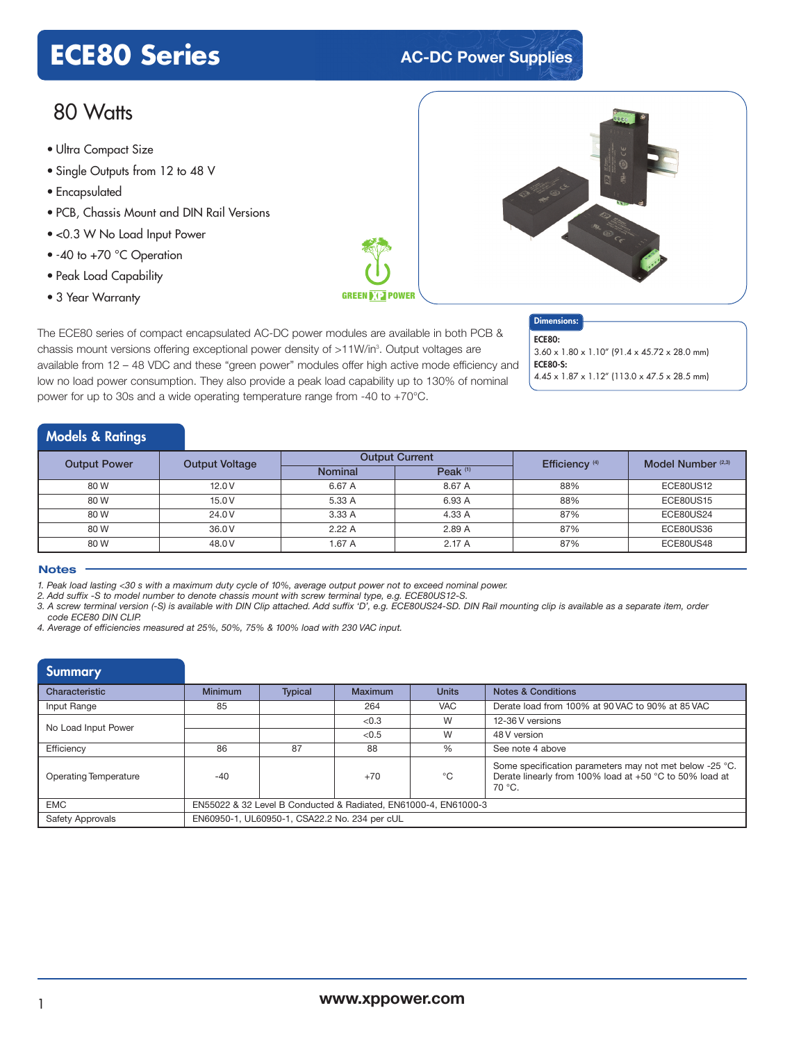# ECE80 Series

## AC-DC Power Supplies

## 80 Watts

- Ultra Compact Size
- Single Outputs from 12 to 48 V
- Encapsulated
- PCB, Chassis Mount and DIN Rail Versions
- <0.3 W No Load Input Power
- -40 to +70 °C Operation
- Peak Load Capability
- 3 Year Warranty

GREEN XP POWER

The ECE80 series of compact encapsulated AC-DC power modules are available in both PCB & chassis mount versions offering exceptional power density of >11W/in³. Output voltages are available from 12 – 48 VDC and these "green power" modules offer high active mode efficiency and low no load power consumption. They also provide a peak load capability up to 130% of nominal power for up to 30s and a wide operating temperature range from -40 to +70°C.

**Dimensions:**

**ECE80:**
3.60 x 1.80 x 1.10" (91.4 x 45.72 x 28.0 mm)
**ECE80-S:**
4.45 x 1.87 x 1.12" (113.0 x 47.5 x 28.5 mm)

## Models & Ratings

| Output Power | Output Voltage | Output Current | | Efficiency [4] | Model Number [2,3] |
|---|---|---|---|---|---|
| | | Nominal | Peak [1] | | |
| 80 W | 12.0 V | 6.67 A | 8.67 A | 88% | ECE80US12 |
| 80 W | 15.0 V | 5.33 A | 6.93 A | 88% | ECE80US15 |
| 80 W | 24.0 V | 3.33 A | 4.33 A | 87% | ECE80US24 |
| 80 W | 36.0 V | 2.22 A | 2.89 A | 87% | ECE80US36 |
| 80 W | 48.0 V | 1.67 A | 2.17 A | 87% | ECE80US48 |

### Notes

1. *Peak load lasting <30 s with a maximum duty cycle of 10%, average output power not to exceed nominal power.*
2. *Add suffix -S to model number to denote chassis mount with screw terminal type, e.g. ECE80US12-S.*
3. *A screw terminal version (-S) is available with DIN Clip attached. Add suffix 'D', e.g. ECE80US24-SD. DIN Rail mounting clip is available as a separate item, order code ECE80 DIN CLIP.*
4. *Average of efficiencies measured at 25%, 50%, 75% & 100% load with 230 VAC input.*

## Summary

| Characteristic | Minimum | Typical | Maximum | Units | Notes & Conditions |
|---|---|---|---|---|---|
| Input Range | 85 | | 264 | VAC | Derate load from 100% at 90 VAC to 90% at 85 VAC |
| No Load Input Power | | | <0.3 | W | 12-36 V versions |
| | | | <0.5 | W | 48 V version |
| Efficiency | 86 | 87 | 88 | % | See note 4 above |
| Operating Temperature | -40 | | +70 | °C | Some specification parameters may not met below -25 °C. Derate linearly from 100% load at +50 °C to 50% load at 70 °C. |
| EMC | EN55022 & 32 Level B Conducted & Radiated, EN61000-4, EN61000-3 | | | | |
| Safety Approvals | EN60950-1, UL60950-1, CSA22.2 No. 234 per cUL | | | | |

www.xppower.com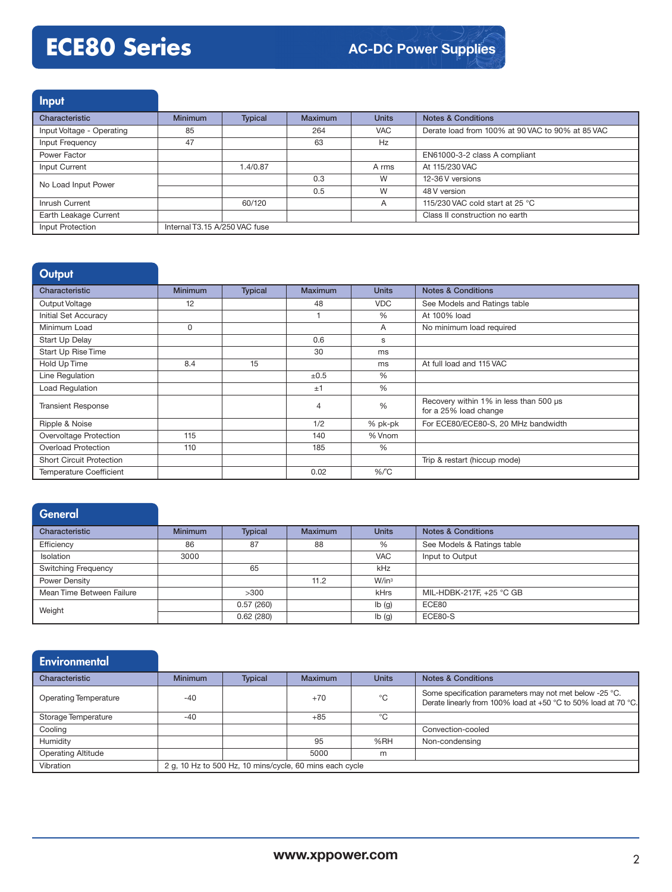# ECE80 Series

## AC-DC Power Supplies

## Input

| Characteristic | Minimum | Typical | Maximum | Units | Notes & Conditions |
|---|---|---|---|---|---|
| Input Voltage - Operating | 85 | | 264 | VAC | Derate load from 100% at 90 VAC to 90% at 85 VAC |
| Input Frequency | 47 | | 63 | Hz | |
| Power Factor | | | | | EN61000-3-2 class A compliant |
| Input Current | | 1.4/0.87 | | A rms | At 115/230 VAC |
| No Load Input Power | | | 0.3 | W | 12-36 V versions |
| | | | 0.5 | W | 48 V version |
| Inrush Current | | 60/120 | | A | 115/230 VAC cold start at 25 °C |
| Earth Leakage Current | | | | | Class II construction no earth |
| Input Protection | Internal T3.15 A/250 VAC fuse | | | | |

## Output

| Characteristic | Minimum | Typical | Maximum | Units | Notes & Conditions |
|---|---|---|---|---|---|
| Output Voltage | 12 | | 48 | VDC | See Models and Ratings table |
| Initial Set Accuracy | | | 1 | % | At 100% load |
| Minimum Load | 0 | | | A | No minimum load required |
| Start Up Delay | | | 0.6 | s | |
| Start Up Rise Time | | | 30 | ms | |
| Hold Up Time | 8.4 | 15 | | ms | At full load and 115 VAC |
| Line Regulation | | | ±0.5 | % | |
| Load Regulation | | | ±1 | % | |
| Transient Response | | | 4 | % | Recovery within 1% in less than 500 µs for a 25% load change |
| Ripple & Noise | | | 1/2 | % pk-pk | For ECE80/ECE80-S, 20 MHz bandwidth |
| Overvoltage Protection | 115 | | 140 | % Vnom | |
| Overload Protection | 110 | | 185 | % | |
| Short Circuit Protection | | | | | Trip & restart (hiccup mode) |
| Temperature Coefficient | | | 0.02 | %/°C | |

## General

| Characteristic | Minimum | Typical | Maximum | Units | Notes & Conditions |
|---|---|---|---|---|---|
| Efficiency | 86 | 87 | 88 | % | See Models & Ratings table |
| Isolation | 3000 | | | VAC | Input to Output |
| Switching Frequency | | 65 | | kHz | |
| Power Density | | | 11.2 | W/in³ | |
| Mean Time Between Failure | | >300 | | kHrs | MIL-HDBK-217F, +25 °C GB |
| Weight | | 0.57 (260) | | lb (g) | ECE80 |
| | | 0.62 (280) | | lb (g) | ECE80-S |

## Environmental

| Characteristic | Minimum | Typical | Maximum | Units | Notes & Conditions |
|---|---|---|---|---|---|
| Operating Temperature | -40 | | +70 | °C | Some specification parameters may not met below -25 °C. Derate linearly from 100% load at +50 °C to 50% load at 70 °C. |
| Storage Temperature | -40 | | +85 | °C | |
| Cooling | | | | | Convection-cooled |
| Humidity | | | 95 | %RH | Non-condensing |
| Operating Altitude | | | 5000 | m | |
| Vibration | 2 g, 10 Hz to 500 Hz, 10 mins/cycle, 60 mins each cycle | | | | |

www.xppower.com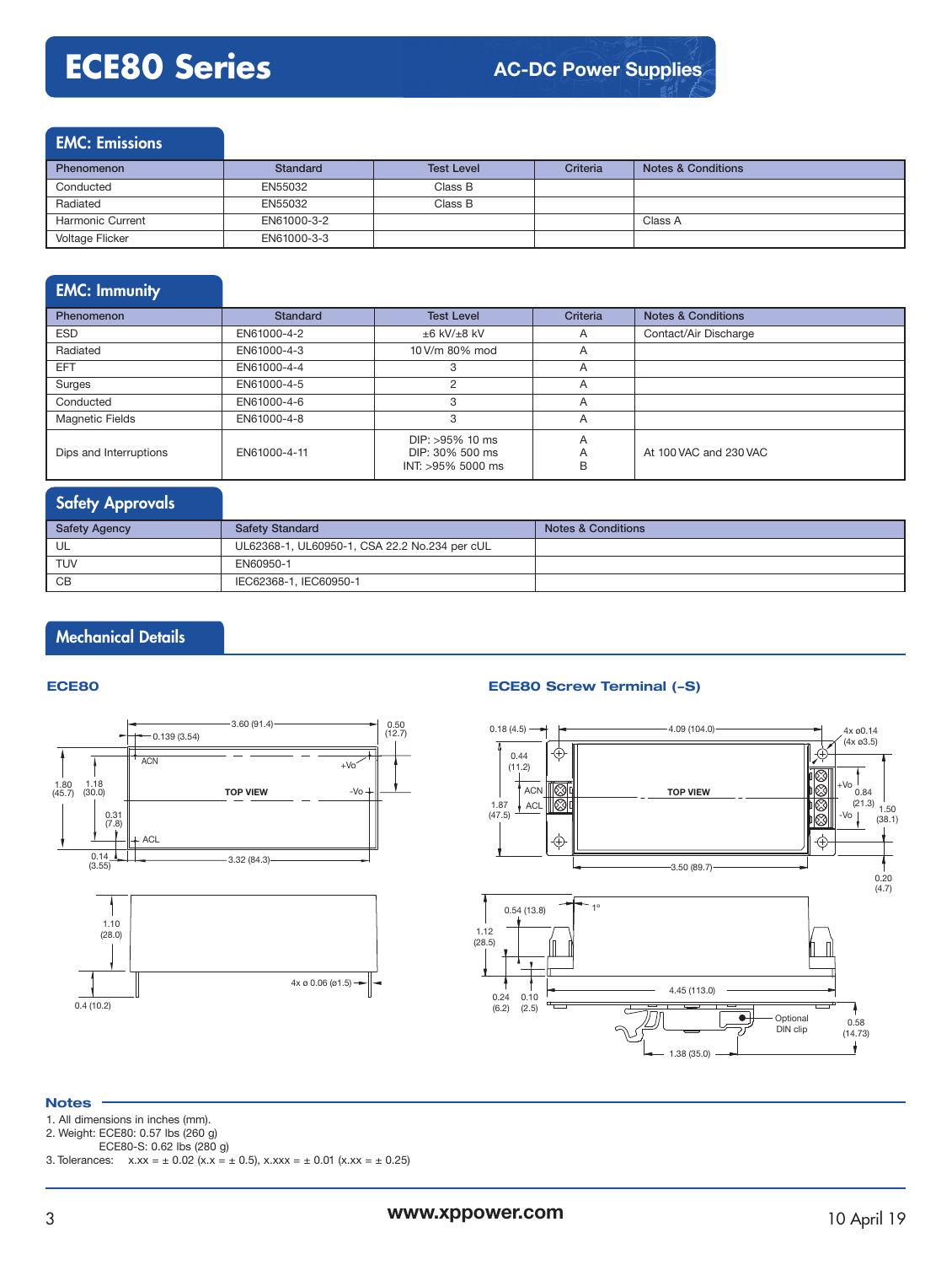# ECE80 Series

AC-DC Power Supplies

## EMC: Emissions

| Phenomenon | Standard | Test Level | Criteria | Notes & Conditions |
|---|---|---|---|---|
| Conducted | EN55032 | Class B | | |
| Radiated | EN55032 | Class B | | |
| Harmonic Current | EN61000-3-2 | | | Class A |
| Voltage Flicker | EN61000-3-3 | | | |

## EMC: Immunity

| Phenomenon | Standard | Test Level | Criteria | Notes & Conditions |
|---|---|---|---|---|
| ESD | EN61000-4-2 | ±6 kV/±8 kV | A | Contact/Air Discharge |
| Radiated | EN61000-4-3 | 10 V/m 80% mod | A | |
| EFT | EN61000-4-4 | 3 | A | |
| Surges | EN61000-4-5 | 2 | A | |
| Conducted | EN61000-4-6 | 3 | A | |
| Magnetic Fields | EN61000-4-8 | 3 | A | |
| Dips and Interruptions | EN61000-4-11 | DIP: >95% 10 ms<br>DIP: 30% 500 ms<br>INT: >95% 5000 ms | A<br>A<br>B | At 100 VAC and 230 VAC |

## Safety Approvals

| Safety Agency | Safety Standard | Notes & Conditions |
|---|---|---|
| UL | UL62368-1, UL60950-1, CSA 22.2 No.234 per cUL | |
| TUV | EN60950-1 | |
| CB | IEC62368-1, IEC60950-1 | |

## Mechanical Details

### ECE80

3.60 (91.4)
0.50 (12.7)
0.139 (3.54)
ACN
+Vo
TOP VIEW
-Vo
1.80 (45.7)
1.18 (30.0)
0.31 (7.8)
ACL
0.14 (3.55)
3.32 (84.3)
1.10 (28.0)
4x ø 0.06 (ø1.5)
0.4 (10.2)

### ECE80 Screw Terminal (-S)

0.18 (4.5)
4.09 (104.0)
4x ø0.14 (4x ø3.5)
0.44 (11.2)
ACN
ACL
1.87 (47.5)
TOP VIEW
+Vo
-Vo
0.84 (21.3)
1.50 (38.1)
3.50 (89.7)
0.20 (4.7)
0.54 (13.8)
1°
1.12 (28.5)
0.24 (6.2)
0.10 (2.5)
4.45 (113.0)
Optional DIN clip
0.58 (14.73)
1.38 (35.0)

### Notes

1. All dimensions in inches (mm).
2. Weight: ECE80: 0.57 lbs (260 g)
   ECE80-S: 0.62 lbs (280 g)
3. Tolerances: x.xx = ± 0.02 (x.x = ± 0.5), x.xxx = ± 0.01 (x.xx = ± 0.25)

www.xppower.com

10 April 19